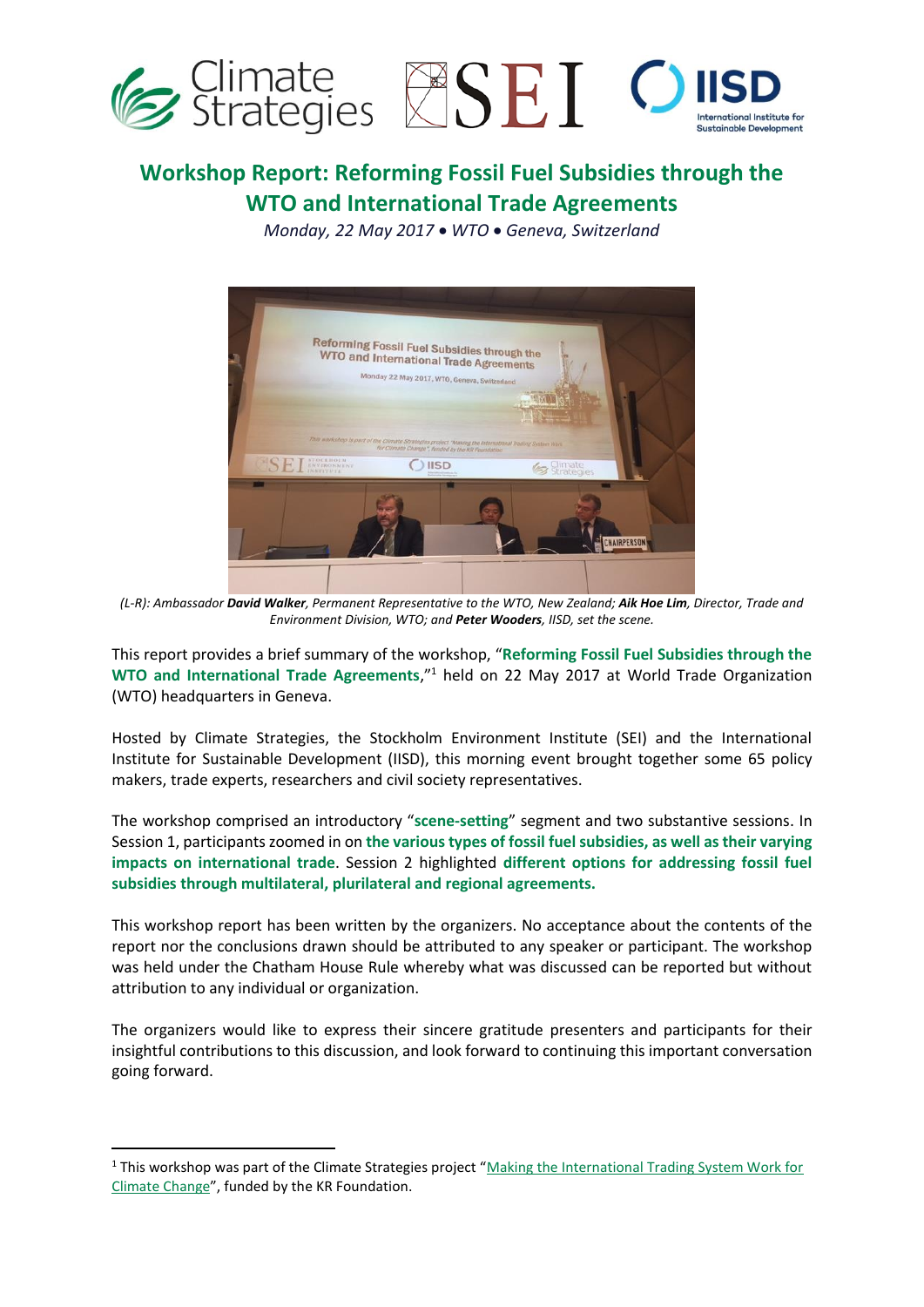# Workshop Report: Reforming Fossil Fuel Subsidies through the WTO and International Trade Agreements

*Monday, 22 May 2017 • WTO • Geneva, Switzerland*

*(L-R): Ambassador **David Walker**, Permanent Representative to the WTO, New Zealand; **Aik Hoe Lim**, Director, Trade and Environment Division, WTO; and **Peter Wooders**, IISD, set the scene.*

This report provides a brief summary of the workshop, "**Reforming Fossil Fuel Subsidies through the WTO and International Trade Agreements**,"[1] held on 22 May 2017 at World Trade Organization (WTO) headquarters in Geneva.

Hosted by Climate Strategies, the Stockholm Environment Institute (SEI) and the International Institute for Sustainable Development (IISD), this morning event brought together some 65 policy makers, trade experts, researchers and civil society representatives.

The workshop comprised an introductory "**scene-setting**" segment and two substantive sessions. In Session 1, participants zoomed in on **the various types of fossil fuel subsidies, as well as their varying impacts on international trade**. Session 2 highlighted **different options for addressing fossil fuel subsidies through multilateral, plurilateral and regional agreements.**

This workshop report has been written by the organizers. No acceptance about the contents of the report nor the conclusions drawn should be attributed to any speaker or participant. The workshop was held under the Chatham House Rule whereby what was discussed can be reported but without attribution to any individual or organization.

The organizers would like to express their sincere gratitude presenters and participants for their insightful contributions to this discussion, and look forward to continuing this important conversation going forward.

[1] This workshop was part of the Climate Strategies project "Making the International Trading System Work for Climate Change", funded by the KR Foundation.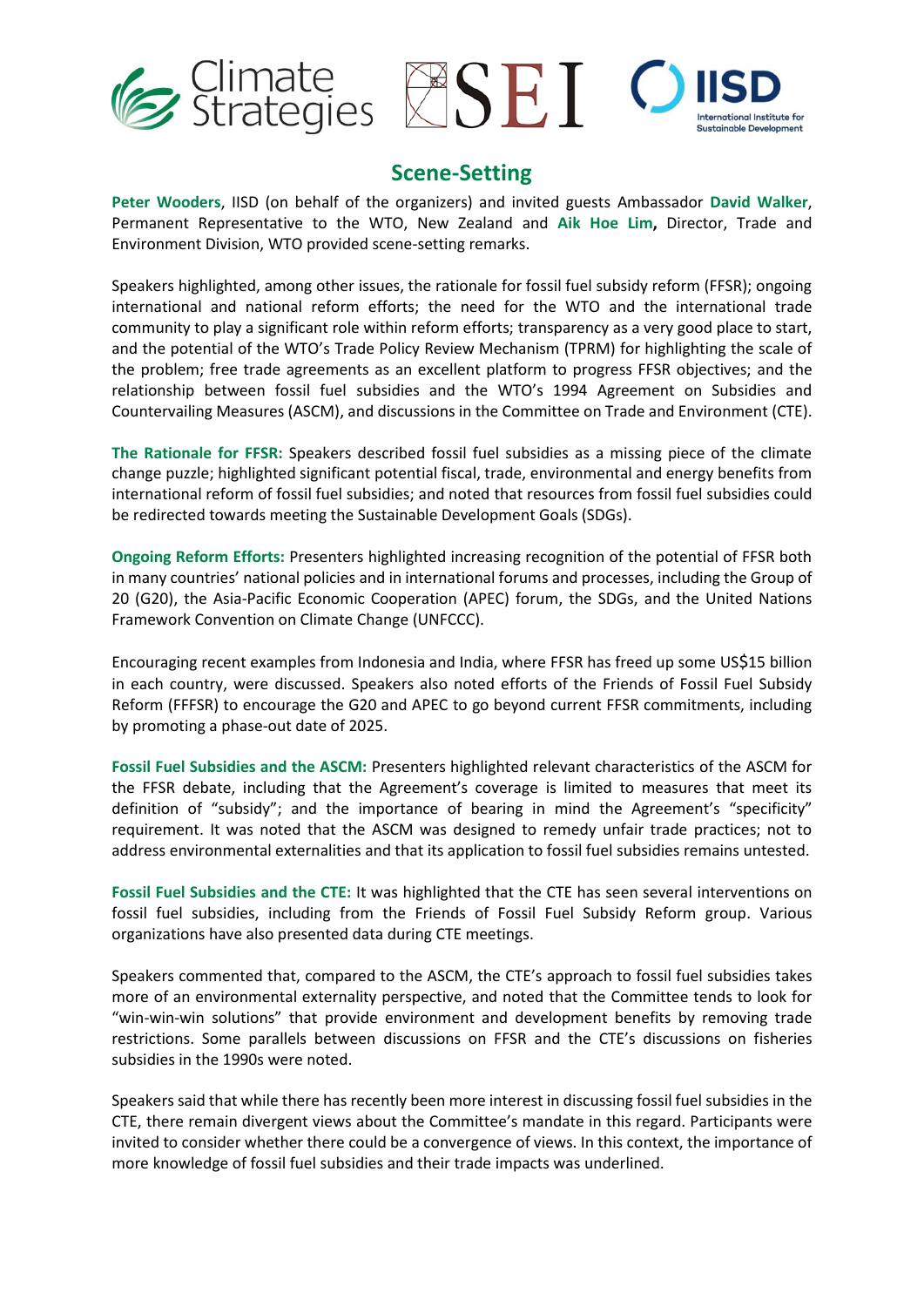## Scene-Setting

**Peter Wooders**, IISD (on behalf of the organizers) and invited guests Ambassador **David Walker**, Permanent Representative to the WTO, New Zealand and **Aik Hoe Lim,** Director, Trade and Environment Division, WTO provided scene-setting remarks.

Speakers highlighted, among other issues, the rationale for fossil fuel subsidy reform (FFSR); ongoing international and national reform efforts; the need for the WTO and the international trade community to play a significant role within reform efforts; transparency as a very good place to start, and the potential of the WTO's Trade Policy Review Mechanism (TPRM) for highlighting the scale of the problem; free trade agreements as an excellent platform to progress FFSR objectives; and the relationship between fossil fuel subsidies and the WTO's 1994 Agreement on Subsidies and Countervailing Measures (ASCM), and discussions in the Committee on Trade and Environment (CTE).

**The Rationale for FFSR:** Speakers described fossil fuel subsidies as a missing piece of the climate change puzzle; highlighted significant potential fiscal, trade, environmental and energy benefits from international reform of fossil fuel subsidies; and noted that resources from fossil fuel subsidies could be redirected towards meeting the Sustainable Development Goals (SDGs).

**Ongoing Reform Efforts:** Presenters highlighted increasing recognition of the potential of FFSR both in many countries' national policies and in international forums and processes, including the Group of 20 (G20), the Asia-Pacific Economic Cooperation (APEC) forum, the SDGs, and the United Nations Framework Convention on Climate Change (UNFCCC).

Encouraging recent examples from Indonesia and India, where FFSR has freed up some US$15 billion in each country, were discussed. Speakers also noted efforts of the Friends of Fossil Fuel Subsidy Reform (FFFSR) to encourage the G20 and APEC to go beyond current FFSR commitments, including by promoting a phase-out date of 2025.

**Fossil Fuel Subsidies and the ASCM:** Presenters highlighted relevant characteristics of the ASCM for the FFSR debate, including that the Agreement's coverage is limited to measures that meet its definition of "subsidy"; and the importance of bearing in mind the Agreement's "specificity" requirement. It was noted that the ASCM was designed to remedy unfair trade practices; not to address environmental externalities and that its application to fossil fuel subsidies remains untested.

**Fossil Fuel Subsidies and the CTE:** It was highlighted that the CTE has seen several interventions on fossil fuel subsidies, including from the Friends of Fossil Fuel Subsidy Reform group. Various organizations have also presented data during CTE meetings.

Speakers commented that, compared to the ASCM, the CTE's approach to fossil fuel subsidies takes more of an environmental externality perspective, and noted that the Committee tends to look for "win-win-win solutions" that provide environment and development benefits by removing trade restrictions. Some parallels between discussions on FFSR and the CTE's discussions on fisheries subsidies in the 1990s were noted.

Speakers said that while there has recently been more interest in discussing fossil fuel subsidies in the CTE, there remain divergent views about the Committee's mandate in this regard. Participants were invited to consider whether there could be a convergence of views. In this context, the importance of more knowledge of fossil fuel subsidies and their trade impacts was underlined.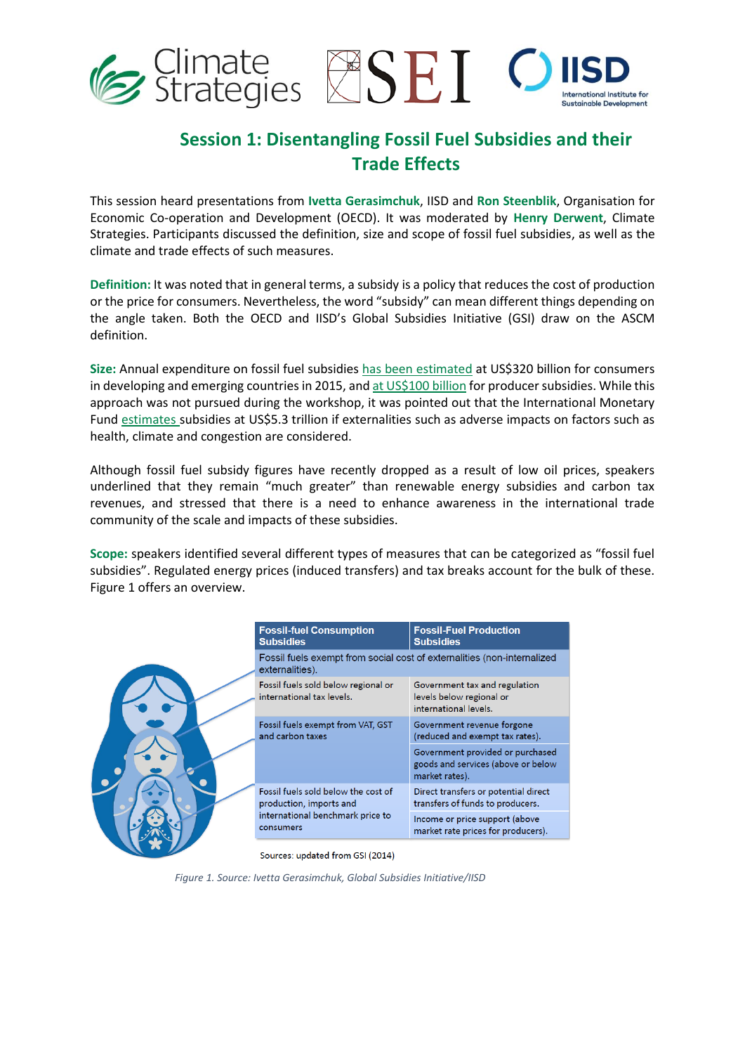## Session 1: Disentangling Fossil Fuel Subsidies and their Trade Effects

This session heard presentations from **Ivetta Gerasimchuk**, IISD and **Ron Steenblik**, Organisation for Economic Co-operation and Development (OECD). It was moderated by **Henry Derwent**, Climate Strategies. Participants discussed the definition, size and scope of fossil fuel subsidies, as well as the climate and trade effects of such measures.

**Definition:** It was noted that in general terms, a subsidy is a policy that reduces the cost of production or the price for consumers. Nevertheless, the word "subsidy" can mean different things depending on the angle taken. Both the OECD and IISD's Global Subsidies Initiative (GSI) draw on the ASCM definition.

**Size:** Annual expenditure on fossil fuel subsidies has been estimated at US$320 billion for consumers in developing and emerging countries in 2015, and at US$100 billion for producer subsidies. While this approach was not pursued during the workshop, it was pointed out that the International Monetary Fund estimates subsidies at US$5.3 trillion if externalities such as adverse impacts on factors such as health, climate and congestion are considered.

Although fossil fuel subsidy figures have recently dropped as a result of low oil prices, speakers underlined that they remain "much greater" than renewable energy subsidies and carbon tax revenues, and stressed that there is a need to enhance awareness in the international trade community of the scale and impacts of these subsidies.

**Scope:** speakers identified several different types of measures that can be categorized as "fossil fuel subsidies". Regulated energy prices (induced transfers) and tax breaks account for the bulk of these. Figure 1 offers an overview.

| Fossil-fuel Consumption Subsidies | Fossil-Fuel Production Subsidies |
|---|---|
| Fossil fuels exempt from social cost of externalities (non-internalized externalities). | |
| Fossil fuels sold below regional or international tax levels. | Government tax and regulation levels below regional or international levels. |
| Fossil fuels exempt from VAT, GST and carbon taxes | Government revenue forgone (reduced and exempt tax rates). |
| | Government provided or purchased goods and services (above or below market rates). |
| Fossil fuels sold below the cost of production, imports and international benchmark price to consumers | Direct transfers or potential direct transfers of funds to producers. |
| | Income or price support (above market rate prices for producers). |

Sources: updated from GSI (2014)

*Figure 1. Source: Ivetta Gerasimchuk, Global Subsidies Initiative/IISD*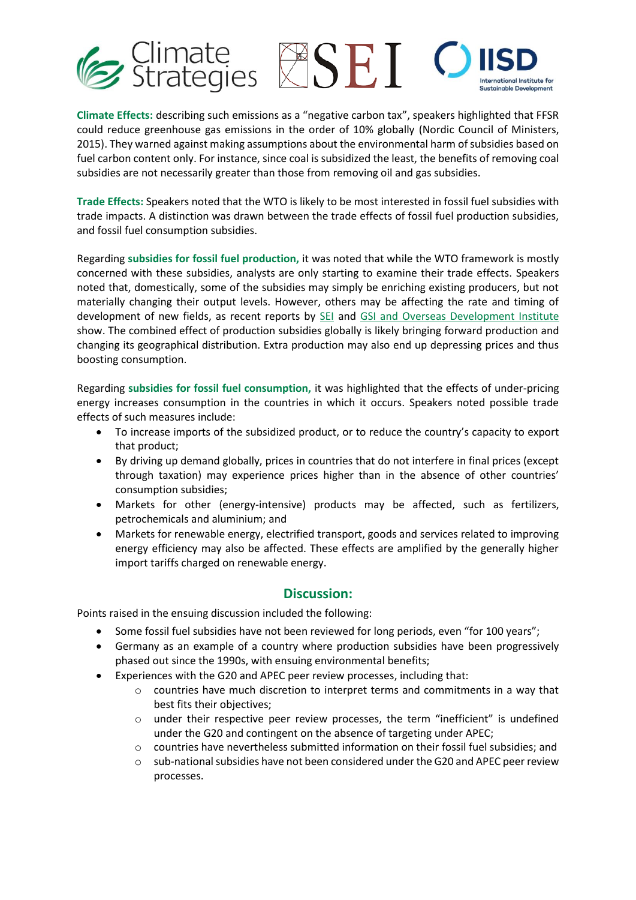**Climate Effects:** describing such emissions as a "negative carbon tax", speakers highlighted that FFSR could reduce greenhouse gas emissions in the order of 10% globally (Nordic Council of Ministers, 2015). They warned against making assumptions about the environmental harm of subsidies based on fuel carbon content only. For instance, since coal is subsidized the least, the benefits of removing coal subsidies are not necessarily greater than those from removing oil and gas subsidies.

**Trade Effects:** Speakers noted that the WTO is likely to be most interested in fossil fuel subsidies with trade impacts. A distinction was drawn between the trade effects of fossil fuel production subsidies, and fossil fuel consumption subsidies.

Regarding **subsidies for fossil fuel production,** it was noted that while the WTO framework is mostly concerned with these subsidies, analysts are only starting to examine their trade effects. Speakers noted that, domestically, some of the subsidies may simply be enriching existing producers, but not materially changing their output levels. However, others may be affecting the rate and timing of development of new fields, as recent reports by SEI and GSI and Overseas Development Institute show. The combined effect of production subsidies globally is likely bringing forward production and changing its geographical distribution. Extra production may also end up depressing prices and thus boosting consumption.

Regarding **subsidies for fossil fuel consumption,** it was highlighted that the effects of under-pricing energy increases consumption in the countries in which it occurs. Speakers noted possible trade effects of such measures include:

- To increase imports of the subsidized product, or to reduce the country's capacity to export that product;
- By driving up demand globally, prices in countries that do not interfere in final prices (except through taxation) may experience prices higher than in the absence of other countries' consumption subsidies;
- Markets for other (energy-intensive) products may be affected, such as fertilizers, petrochemicals and aluminium; and
- Markets for renewable energy, electrified transport, goods and services related to improving energy efficiency may also be affected. These effects are amplified by the generally higher import tariffs charged on renewable energy.

## Discussion:

Points raised in the ensuing discussion included the following:

- Some fossil fuel subsidies have not been reviewed for long periods, even "for 100 years";
- Germany as an example of a country where production subsidies have been progressively phased out since the 1990s, with ensuing environmental benefits;
- Experiences with the G20 and APEC peer review processes, including that:
  - countries have much discretion to interpret terms and commitments in a way that best fits their objectives;
  - under their respective peer review processes, the term "inefficient" is undefined under the G20 and contingent on the absence of targeting under APEC;
  - countries have nevertheless submitted information on their fossil fuel subsidies; and
  - sub-national subsidies have not been considered under the G20 and APEC peer review processes.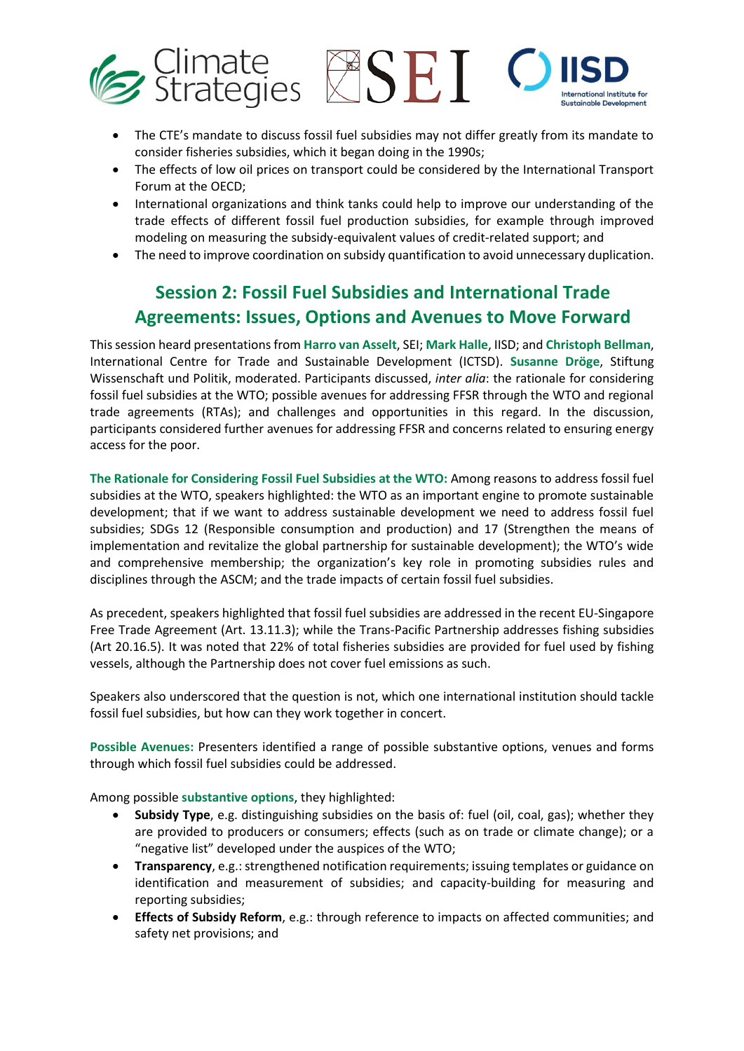- The CTE's mandate to discuss fossil fuel subsidies may not differ greatly from its mandate to consider fisheries subsidies, which it began doing in the 1990s;
- The effects of low oil prices on transport could be considered by the International Transport Forum at the OECD;
- International organizations and think tanks could help to improve our understanding of the trade effects of different fossil fuel production subsidies, for example through improved modeling on measuring the subsidy-equivalent values of credit-related support; and
- The need to improve coordination on subsidy quantification to avoid unnecessary duplication.

## Session 2: Fossil Fuel Subsidies and International Trade Agreements: Issues, Options and Avenues to Move Forward

This session heard presentations from **Harro van Asselt**, SEI; **Mark Halle**, IISD; and **Christoph Bellman**, International Centre for Trade and Sustainable Development (ICTSD). **Susanne Dröge**, Stiftung Wissenschaft und Politik, moderated. Participants discussed, *inter alia*: the rationale for considering fossil fuel subsidies at the WTO; possible avenues for addressing FFSR through the WTO and regional trade agreements (RTAs); and challenges and opportunities in this regard. In the discussion, participants considered further avenues for addressing FFSR and concerns related to ensuring energy access for the poor.

**The Rationale for Considering Fossil Fuel Subsidies at the WTO:** Among reasons to address fossil fuel subsidies at the WTO, speakers highlighted: the WTO as an important engine to promote sustainable development; that if we want to address sustainable development we need to address fossil fuel subsidies; SDGs 12 (Responsible consumption and production) and 17 (Strengthen the means of implementation and revitalize the global partnership for sustainable development); the WTO's wide and comprehensive membership; the organization's key role in promoting subsidies rules and disciplines through the ASCM; and the trade impacts of certain fossil fuel subsidies.

As precedent, speakers highlighted that fossil fuel subsidies are addressed in the recent EU-Singapore Free Trade Agreement (Art. 13.11.3); while the Trans-Pacific Partnership addresses fishing subsidies (Art 20.16.5). It was noted that 22% of total fisheries subsidies are provided for fuel used by fishing vessels, although the Partnership does not cover fuel emissions as such.

Speakers also underscored that the question is not, which one international institution should tackle fossil fuel subsidies, but how can they work together in concert.

**Possible Avenues:** Presenters identified a range of possible substantive options, venues and forms through which fossil fuel subsidies could be addressed.

Among possible **substantive options**, they highlighted:

- **Subsidy Type**, e.g. distinguishing subsidies on the basis of: fuel (oil, coal, gas); whether they are provided to producers or consumers; effects (such as on trade or climate change); or a "negative list" developed under the auspices of the WTO;
- **Transparency**, e.g.: strengthened notification requirements; issuing templates or guidance on identification and measurement of subsidies; and capacity-building for measuring and reporting subsidies;
- **Effects of Subsidy Reform**, e.g.: through reference to impacts on affected communities; and safety net provisions; and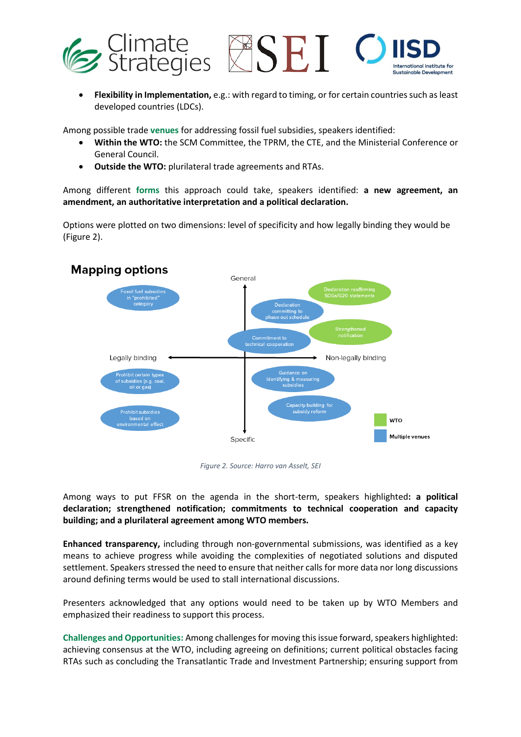- **Flexibility in Implementation,** e.g.: with regard to timing, or for certain countries such as least developed countries (LDCs).

Among possible trade **venues** for addressing fossil fuel subsidies, speakers identified:

- **Within the WTO:** the SCM Committee, the TPRM, the CTE, and the Ministerial Conference or General Council.
- **Outside the WTO:** plurilateral trade agreements and RTAs.

Among different **forms** this approach could take, speakers identified: **a new agreement, an amendment, an authoritative interpretation and a political declaration.**

Options were plotted on two dimensions: level of specificity and how legally binding they would be (Figure 2).

**Mapping options**

General

Legally binding — Non-legally binding

Specific

- Fossil fuel subsidies in "prohibited" category
- Declaration reaffirming SDGs/G20 statements
- Declaration committing to phase-out schedule
- Strengthened notification
- Commitment to technical cooperation
- Prohibit certain types of subsidies (e.g. coal, oil or gas)
- Guidance on identifying & measuring subsidies
- Capacity-building for subsidy reform
- Prohibit subsidies based on environmental effect

WTO

Multiple venues

*Figure 2. Source: Harro van Asselt, SEI*

Among ways to put FFSR on the agenda in the short-term, speakers highlighted**: a political declaration; strengthened notification; commitments to technical cooperation and capacity building; and a plurilateral agreement among WTO members.**

**Enhanced transparency,** including through non-governmental submissions, was identified as a key means to achieve progress while avoiding the complexities of negotiated solutions and disputed settlement. Speakers stressed the need to ensure that neither calls for more data nor long discussions around defining terms would be used to stall international discussions.

Presenters acknowledged that any options would need to be taken up by WTO Members and emphasized their readiness to support this process.

**Challenges and Opportunities:** Among challenges for moving this issue forward, speakers highlighted: achieving consensus at the WTO, including agreeing on definitions; current political obstacles facing RTAs such as concluding the Transatlantic Trade and Investment Partnership; ensuring support from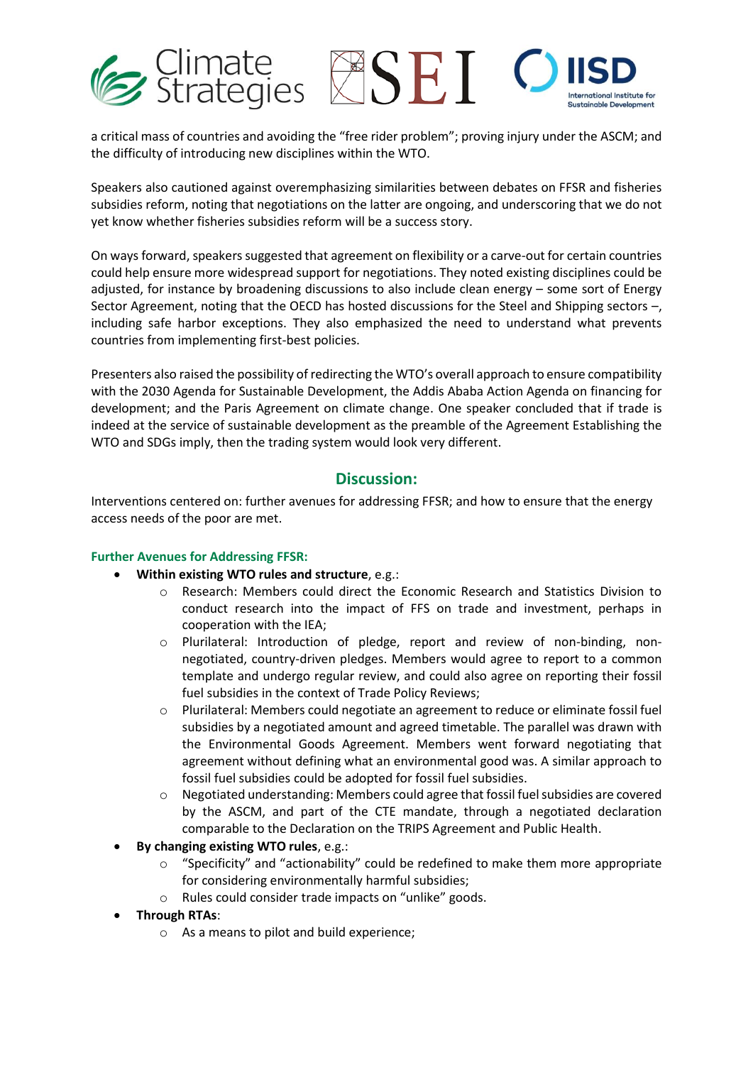a critical mass of countries and avoiding the "free rider problem"; proving injury under the ASCM; and the difficulty of introducing new disciplines within the WTO.

Speakers also cautioned against overemphasizing similarities between debates on FFSR and fisheries subsidies reform, noting that negotiations on the latter are ongoing, and underscoring that we do not yet know whether fisheries subsidies reform will be a success story.

On ways forward, speakers suggested that agreement on flexibility or a carve-out for certain countries could help ensure more widespread support for negotiations. They noted existing disciplines could be adjusted, for instance by broadening discussions to also include clean energy – some sort of Energy Sector Agreement, noting that the OECD has hosted discussions for the Steel and Shipping sectors –, including safe harbor exceptions. They also emphasized the need to understand what prevents countries from implementing first-best policies.

Presenters also raised the possibility of redirecting the WTO's overall approach to ensure compatibility with the 2030 Agenda for Sustainable Development, the Addis Ababa Action Agenda on financing for development; and the Paris Agreement on climate change. One speaker concluded that if trade is indeed at the service of sustainable development as the preamble of the Agreement Establishing the WTO and SDGs imply, then the trading system would look very different.

## Discussion:

Interventions centered on: further avenues for addressing FFSR; and how to ensure that the energy access needs of the poor are met.

### Further Avenues for Addressing FFSR:

- **Within existing WTO rules and structure**, e.g.:
  - Research: Members could direct the Economic Research and Statistics Division to conduct research into the impact of FFS on trade and investment, perhaps in cooperation with the IEA;
  - Plurilateral: Introduction of pledge, report and review of non-binding, non-negotiated, country-driven pledges. Members would agree to report to a common template and undergo regular review, and could also agree on reporting their fossil fuel subsidies in the context of Trade Policy Reviews;
  - Plurilateral: Members could negotiate an agreement to reduce or eliminate fossil fuel subsidies by a negotiated amount and agreed timetable. The parallel was drawn with the Environmental Goods Agreement. Members went forward negotiating that agreement without defining what an environmental good was. A similar approach to fossil fuel subsidies could be adopted for fossil fuel subsidies.
  - Negotiated understanding: Members could agree that fossil fuel subsidies are covered by the ASCM, and part of the CTE mandate, through a negotiated declaration comparable to the Declaration on the TRIPS Agreement and Public Health.
- **By changing existing WTO rules**, e.g.:
  - "Specificity" and "actionability" could be redefined to make them more appropriate for considering environmentally harmful subsidies;
  - Rules could consider trade impacts on "unlike" goods.
- **Through RTAs**:
  - As a means to pilot and build experience;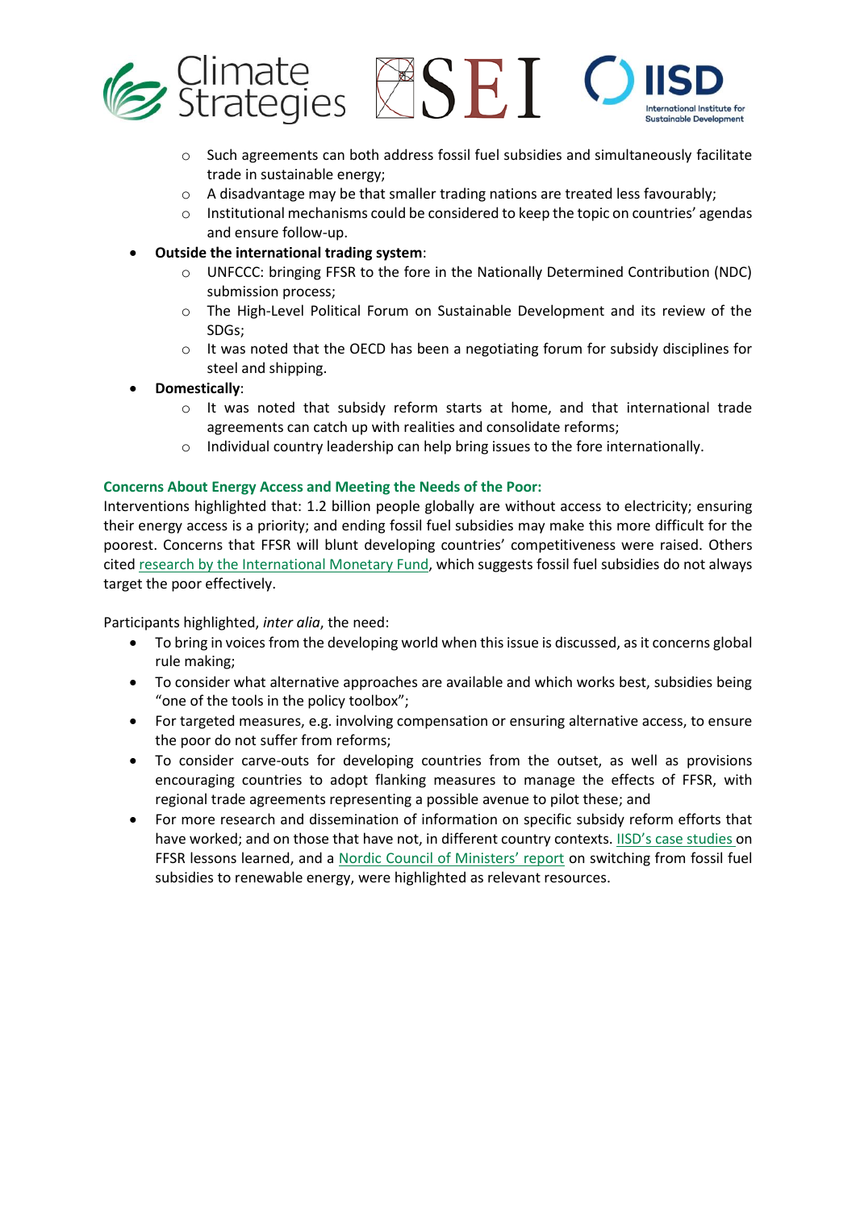- Such agreements can both address fossil fuel subsidies and simultaneously facilitate trade in sustainable energy;
    - A disadvantage may be that smaller trading nations are treated less favourably;
    - Institutional mechanisms could be considered to keep the topic on countries' agendas and ensure follow-up.
- **Outside the international trading system**:
    - UNFCCC: bringing FFSR to the fore in the Nationally Determined Contribution (NDC) submission process;
    - The High-Level Political Forum on Sustainable Development and its review of the SDGs;
    - It was noted that the OECD has been a negotiating forum for subsidy disciplines for steel and shipping.
- **Domestically**:
    - It was noted that subsidy reform starts at home, and that international trade agreements can catch up with realities and consolidate reforms;
    - Individual country leadership can help bring issues to the fore internationally.

**Concerns About Energy Access and Meeting the Needs of the Poor:**

Interventions highlighted that: 1.2 billion people globally are without access to electricity; ensuring their energy access is a priority; and ending fossil fuel subsidies may make this more difficult for the poorest. Concerns that FFSR will blunt developing countries' competitiveness were raised. Others cited research by the International Monetary Fund, which suggests fossil fuel subsidies do not always target the poor effectively.

Participants highlighted, *inter alia*, the need:

- To bring in voices from the developing world when this issue is discussed, as it concerns global rule making;
- To consider what alternative approaches are available and which works best, subsidies being "one of the tools in the policy toolbox";
- For targeted measures, e.g. involving compensation or ensuring alternative access, to ensure the poor do not suffer from reforms;
- To consider carve-outs for developing countries from the outset, as well as provisions encouraging countries to adopt flanking measures to manage the effects of FFSR, with regional trade agreements representing a possible avenue to pilot these; and
- For more research and dissemination of information on specific subsidy reform efforts that have worked; and on those that have not, in different country contexts. IISD's case studies on FFSR lessons learned, and a Nordic Council of Ministers' report on switching from fossil fuel subsidies to renewable energy, were highlighted as relevant resources.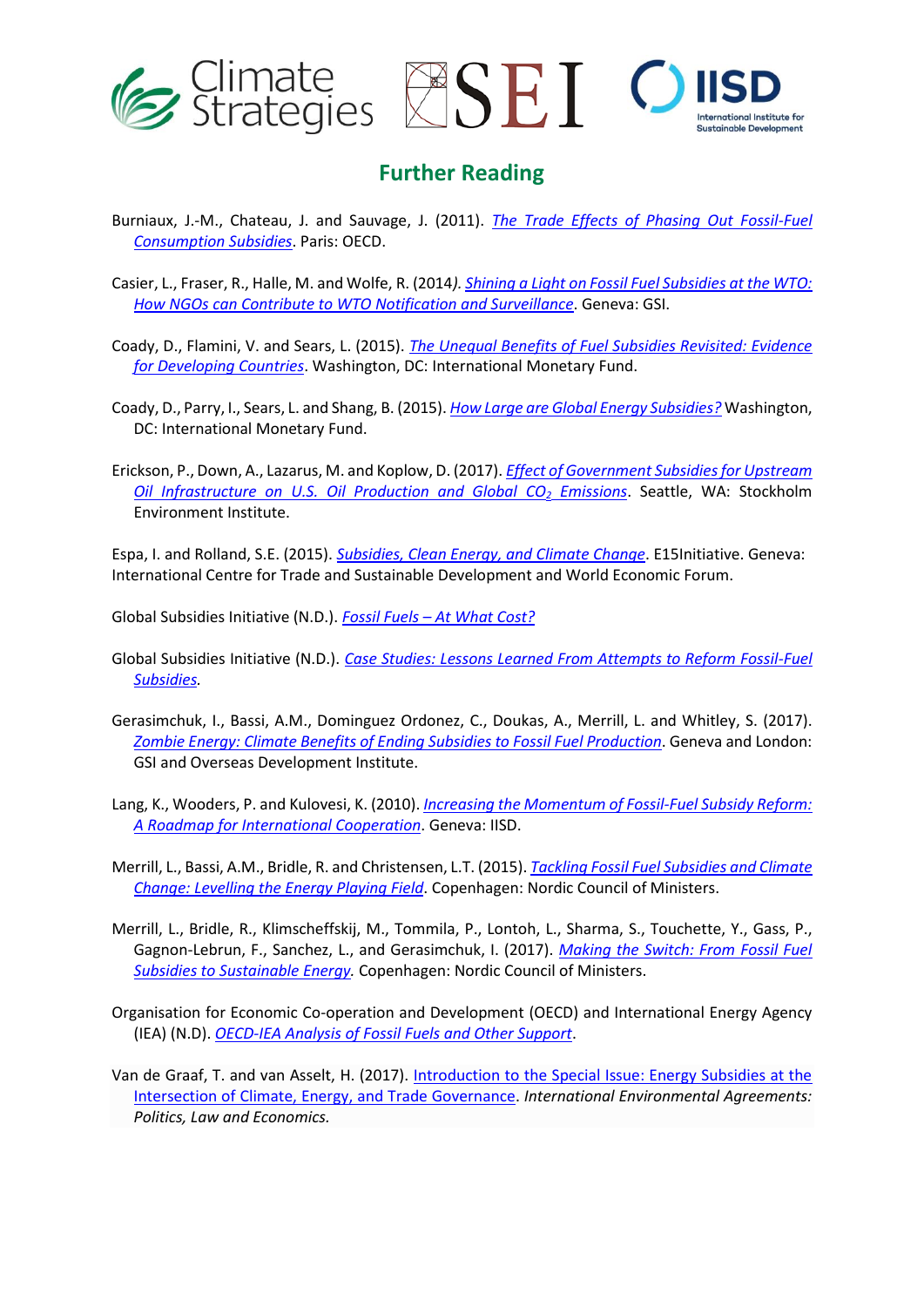## Further Reading

Burniaux, J.-M., Chateau, J. and Sauvage, J. (2011). *The Trade Effects of Phasing Out Fossil-Fuel Consumption Subsidies*. Paris: OECD.

Casier, L., Fraser, R., Halle, M. and Wolfe, R. (2014). *Shining a Light on Fossil Fuel Subsidies at the WTO: How NGOs can Contribute to WTO Notification and Surveillance*. Geneva: GSI.

Coady, D., Flamini, V. and Sears, L. (2015). *The Unequal Benefits of Fuel Subsidies Revisited: Evidence for Developing Countries*. Washington, DC: International Monetary Fund.

Coady, D., Parry, I., Sears, L. and Shang, B. (2015). *How Large are Global Energy Subsidies?* Washington, DC: International Monetary Fund.

Erickson, P., Down, A., Lazarus, M. and Koplow, D. (2017). *Effect of Government Subsidies for Upstream Oil Infrastructure on U.S. Oil Production and Global $CO_2$ Emissions*. Seattle, WA: Stockholm Environment Institute.

Espa, I. and Rolland, S.E. (2015). *Subsidies, Clean Energy, and Climate Change*. E15Initiative. Geneva: International Centre for Trade and Sustainable Development and World Economic Forum.

Global Subsidies Initiative (N.D.). *Fossil Fuels – At What Cost?*

Global Subsidies Initiative (N.D.). *Case Studies: Lessons Learned From Attempts to Reform Fossil-Fuel Subsidies.*

Gerasimchuk, I., Bassi, A.M., Dominguez Ordonez, C., Doukas, A., Merrill, L. and Whitley, S. (2017). *Zombie Energy: Climate Benefits of Ending Subsidies to Fossil Fuel Production*. Geneva and London: GSI and Overseas Development Institute.

Lang, K., Wooders, P. and Kulovesi, K. (2010). *Increasing the Momentum of Fossil-Fuel Subsidy Reform: A Roadmap for International Cooperation*. Geneva: IISD.

Merrill, L., Bassi, A.M., Bridle, R. and Christensen, L.T. (2015). *Tackling Fossil Fuel Subsidies and Climate Change: Levelling the Energy Playing Field*. Copenhagen: Nordic Council of Ministers.

Merrill, L., Bridle, R., Klimscheffskij, M., Tommila, P., Lontoh, L., Sharma, S., Touchette, Y., Gass, P., Gagnon-Lebrun, F., Sanchez, L., and Gerasimchuk, I. (2017). *Making the Switch: From Fossil Fuel Subsidies to Sustainable Energy.* Copenhagen: Nordic Council of Ministers.

Organisation for Economic Co-operation and Development (OECD) and International Energy Agency (IEA) (N.D.). *OECD-IEA Analysis of Fossil Fuels and Other Support*.

Van de Graaf, T. and van Asselt, H. (2017). Introduction to the Special Issue: Energy Subsidies at the Intersection of Climate, Energy, and Trade Governance. *International Environmental Agreements: Politics, Law and Economics.*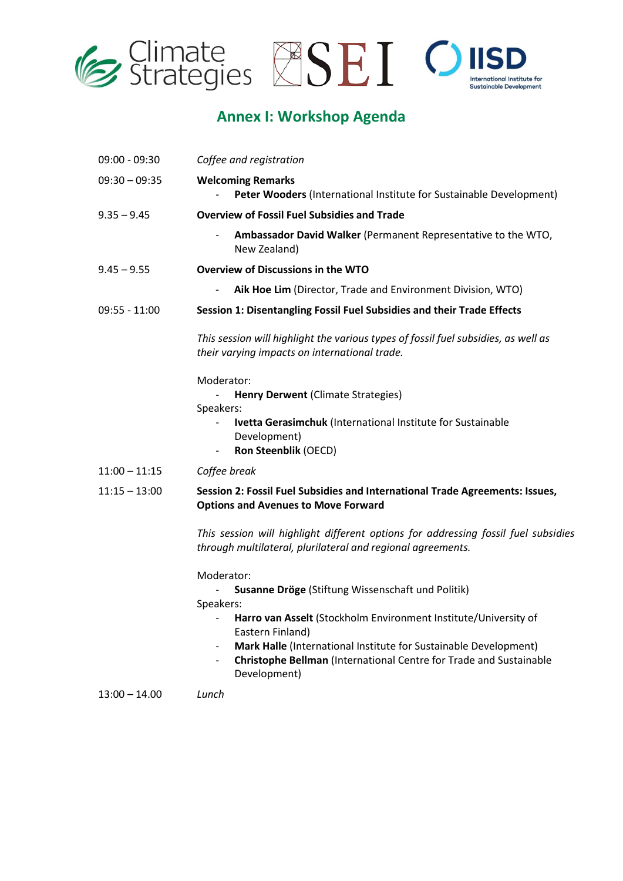## Annex I: Workshop Agenda

| | |
|---|---|
| 09:00 - 09:30 | *Coffee and registration* |
| 09:30 – 09:35 | **Welcoming Remarks**<br>- **Peter Wooders** (International Institute for Sustainable Development) |
| 9.35 – 9.45 | **Overview of Fossil Fuel Subsidies and Trade**<br>- **Ambassador David Walker** (Permanent Representative to the WTO, New Zealand) |
| 9.45 – 9.55 | **Overview of Discussions in the WTO**<br>- **Aik Hoe Lim** (Director, Trade and Environment Division, WTO) |
| 09:55 - 11:00 | **Session 1: Disentangling Fossil Fuel Subsidies and their Trade Effects**<br><br>*This session will highlight the various types of fossil fuel subsidies, as well as their varying impacts on international trade.*<br><br>Moderator:<br>- **Henry Derwent** (Climate Strategies)<br>Speakers:<br>- **Ivetta Gerasimchuk** (International Institute for Sustainable Development)<br>- **Ron Steenblik** (OECD) |
| 11:00 – 11:15 | *Coffee break* |
| 11:15 – 13:00 | **Session 2: Fossil Fuel Subsidies and International Trade Agreements: Issues, Options and Avenues to Move Forward**<br><br>*This session will highlight different options for addressing fossil fuel subsidies through multilateral, plurilateral and regional agreements.*<br><br>Moderator:<br>- **Susanne Dröge** (Stiftung Wissenschaft und Politik)<br>Speakers:<br>- **Harro van Asselt** (Stockholm Environment Institute/University of Eastern Finland)<br>- **Mark Halle** (International Institute for Sustainable Development)<br>- **Christophe Bellman** (International Centre for Trade and Sustainable Development) |
| 13:00 – 14.00 | *Lunch* |